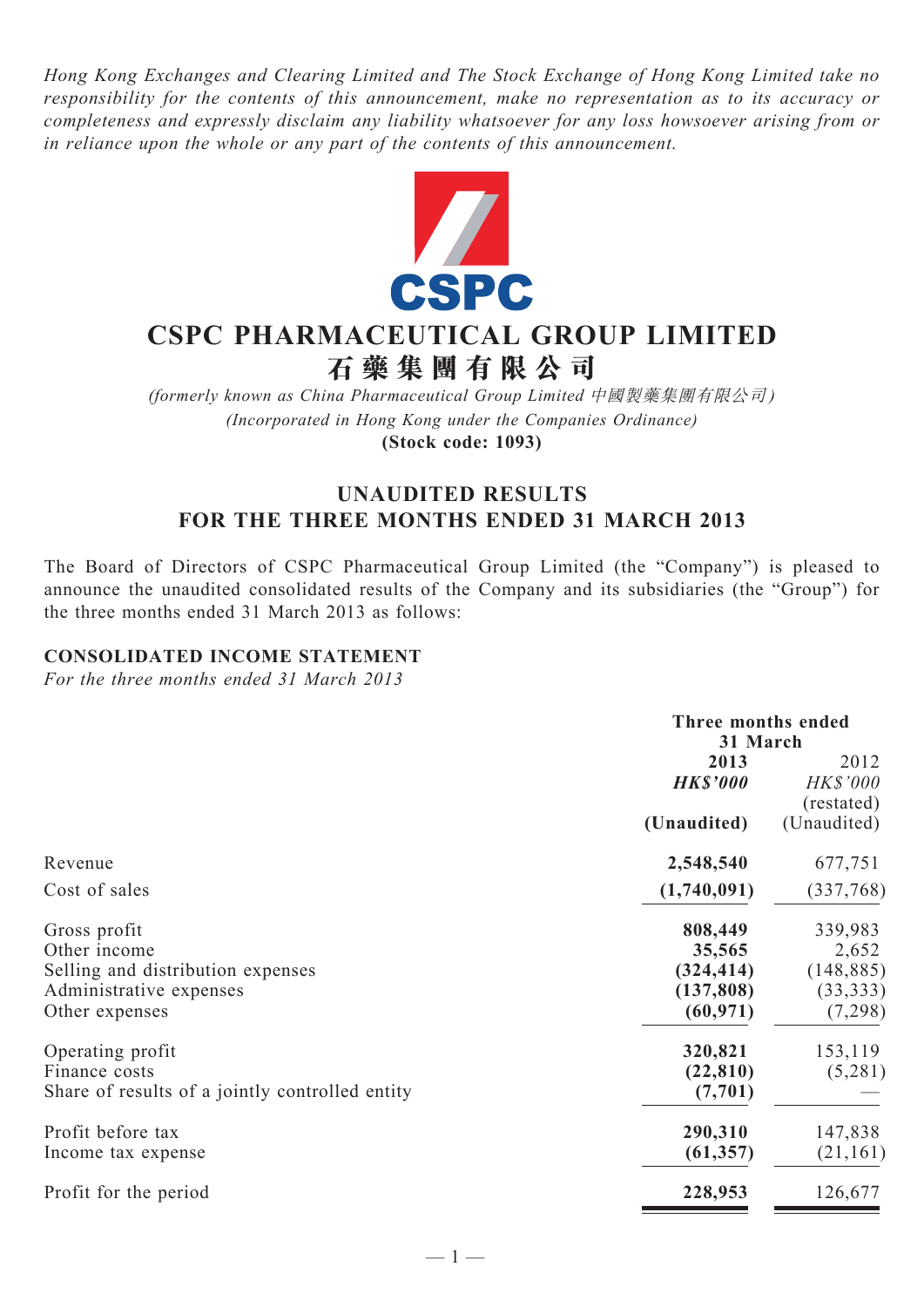*Hong Kong Exchanges and Clearing Limited and The Stock Exchange of Hong Kong Limited take no responsibility for the contents of this announcement, make no representation as to its accuracy or completeness and expressly disclaim any liability whatsoever for any loss howsoever arising from or in reliance upon the whole or any part of the contents of this announcement.*

CSPC

# CSPC PHARMACEUTICAL GROUP LIMITED
# 石藥集團有限公司

*(formerly known as China Pharmaceutical Group Limited 中國製藥集團有限公司)*
*(Incorporated in Hong Kong under the Companies Ordinance)*
**(Stock code: 1093)**

## UNAUDITED RESULTS FOR THE THREE MONTHS ENDED 31 MARCH 2013

The Board of Directors of CSPC Pharmaceutical Group Limited (the "Company") is pleased to announce the unaudited consolidated results of the Company and its subsidiaries (the "Group") for the three months ended 31 March 2013 as follows:

### CONSOLIDATED INCOME STATEMENT

*For the three months ended 31 March 2013*

| | Three months ended 31 March | |
|---|---|---|
| | **2013** | 2012 |
| | ***HK$'000*** | *HK$'000* |
| | | (restated) |
| | **(Unaudited)** | (Unaudited) |
| Revenue | **2,548,540** | 677,751 |
| Cost of sales | **(1,740,091)** | (337,768) |
| Gross profit | **808,449** | 339,983 |
| Other income | **35,565** | 2,652 |
| Selling and distribution expenses | **(324,414)** | (148,885) |
| Administrative expenses | **(137,808)** | (33,333) |
| Other expenses | **(60,971)** | (7,298) |
| Operating profit | **320,821** | 153,119 |
| Finance costs | **(22,810)** | (5,281) |
| Share of results of a jointly controlled entity | **(7,701)** | — |
| Profit before tax | **290,310** | 147,838 |
| Income tax expense | **(61,357)** | (21,161) |
| Profit for the period | **228,953** | 126,677 |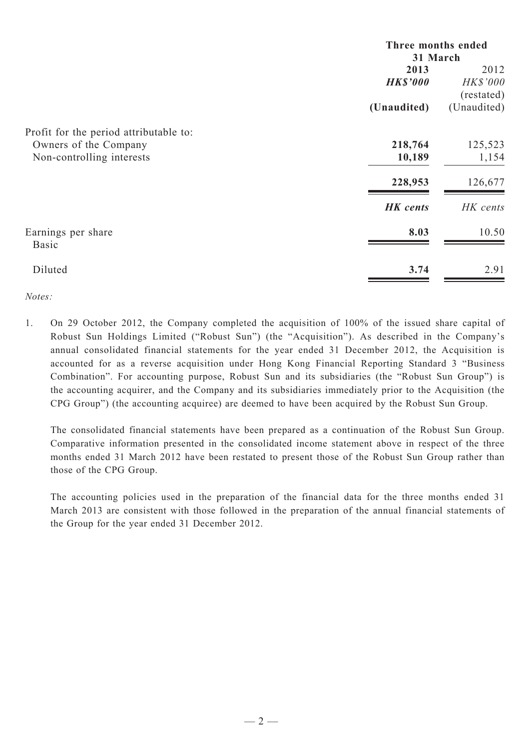| | Three months ended 31 March | |
|---|---|---|
| | **2013** | 2012 |
| | ***HK$'000*** | *HK$'000* |
| | | (restated) |
| | **(Unaudited)** | (Unaudited) |
| Profit for the period attributable to: | | |
| Owners of the Company | **218,764** | 125,523 |
| Non-controlling interests | **10,189** | 1,154 |
| | **228,953** | 126,677 |
| | ***HK cents*** | *HK cents* |
| Earnings per share | | |
| Basic | **8.03** | 10.50 |
| Diluted | **3.74** | 2.91 |

*Notes:*

1. On 29 October 2012, the Company completed the acquisition of 100% of the issued share capital of Robust Sun Holdings Limited ("Robust Sun") (the "Acquisition"). As described in the Company's annual consolidated financial statements for the year ended 31 December 2012, the Acquisition is accounted for as a reverse acquisition under Hong Kong Financial Reporting Standard 3 "Business Combination". For accounting purpose, Robust Sun and its subsidiaries (the "Robust Sun Group") is the accounting acquirer, and the Company and its subsidiaries immediately prior to the Acquisition (the CPG Group") (the accounting acquiree) are deemed to have been acquired by the Robust Sun Group.

   The consolidated financial statements have been prepared as a continuation of the Robust Sun Group. Comparative information presented in the consolidated income statement above in respect of the three months ended 31 March 2012 have been restated to present those of the Robust Sun Group rather than those of the CPG Group.

   The accounting policies used in the preparation of the financial data for the three months ended 31 March 2013 are consistent with those followed in the preparation of the annual financial statements of the Group for the year ended 31 December 2012.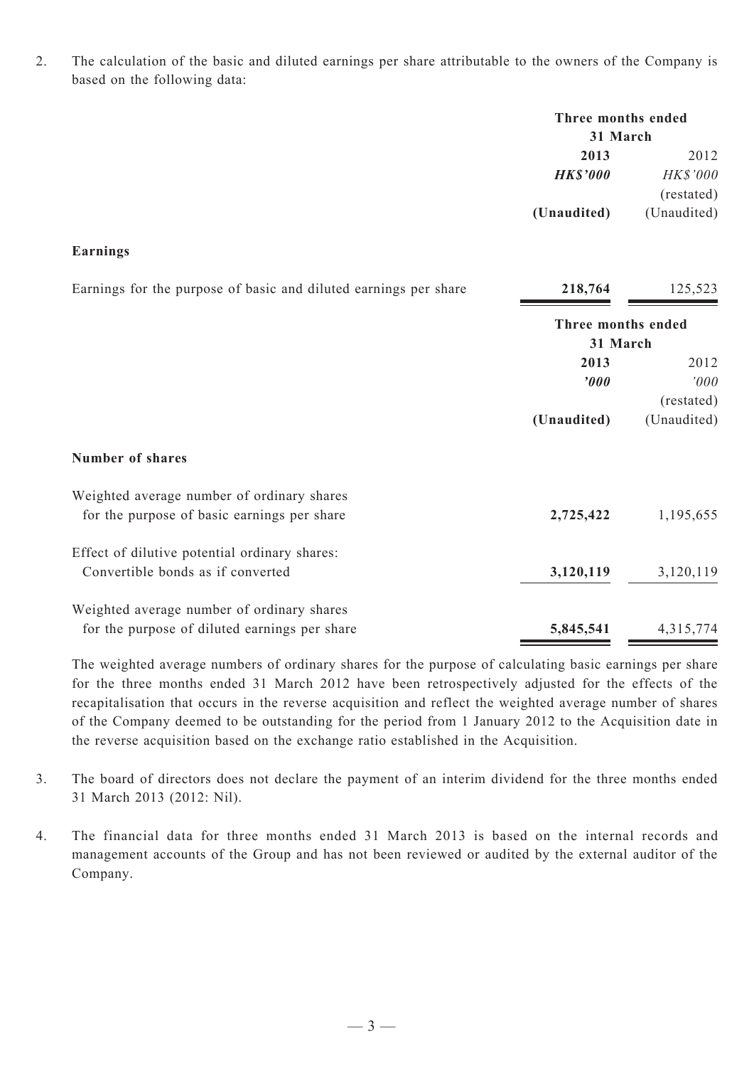2. The calculation of the basic and diluted earnings per share attributable to the owners of the Company is based on the following data:

| | Three months ended 31 March | |
|---|---|---|
| | **2013** | 2012 |
| | ***HK$'000*** | *HK$'000* |
| | | (restated) |
| | **(Unaudited)** | (Unaudited) |
| **Earnings** | | |
| Earnings for the purpose of basic and diluted earnings per share | **218,764** | 125,523 |

| | Three months ended 31 March | |
|---|---|---|
| | **2013** | 2012 |
| | ***'000*** | *'000* |
| | | (restated) |
| | **(Unaudited)** | (Unaudited) |
| **Number of shares** | | |
| Weighted average number of ordinary shares for the purpose of basic earnings per share | **2,725,422** | 1,195,655 |
| Effect of dilutive potential ordinary shares: Convertible bonds as if converted | **3,120,119** | 3,120,119 |
| Weighted average number of ordinary shares for the purpose of diluted earnings per share | **5,845,541** | 4,315,774 |

The weighted average numbers of ordinary shares for the purpose of calculating basic earnings per share for the three months ended 31 March 2012 have been retrospectively adjusted for the effects of the recapitalisation that occurs in the reverse acquisition and reflect the weighted average number of shares of the Company deemed to be outstanding for the period from 1 January 2012 to the Acquisition date in the reverse acquisition based on the exchange ratio established in the Acquisition.

3. The board of directors does not declare the payment of an interim dividend for the three months ended 31 March 2013 (2012: Nil).

4. The financial data for three months ended 31 March 2013 is based on the internal records and management accounts of the Group and has not been reviewed or audited by the external auditor of the Company.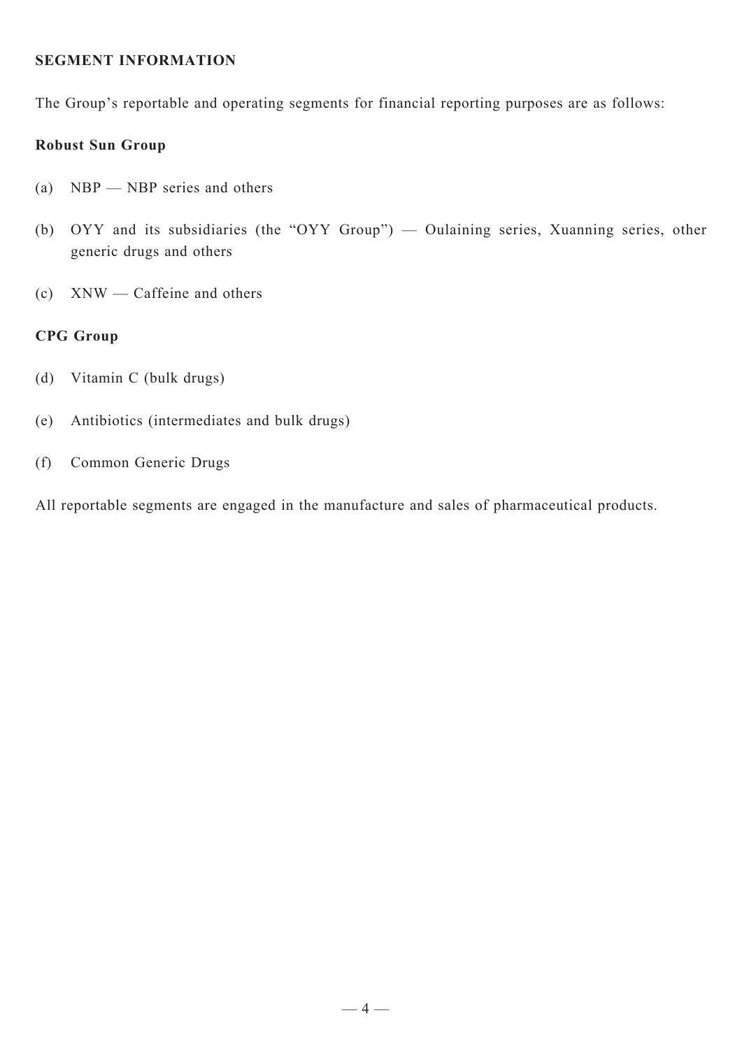## SEGMENT INFORMATION

The Group's reportable and operating segments for financial reporting purposes are as follows:

### Robust Sun Group

(a) NBP — NBP series and others

(b) OYY and its subsidiaries (the "OYY Group") — Oulaining series, Xuanning series, other generic drugs and others

(c) XNW — Caffeine and others

### CPG Group

(d) Vitamin C (bulk drugs)

(e) Antibiotics (intermediates and bulk drugs)

(f) Common Generic Drugs

All reportable segments are engaged in the manufacture and sales of pharmaceutical products.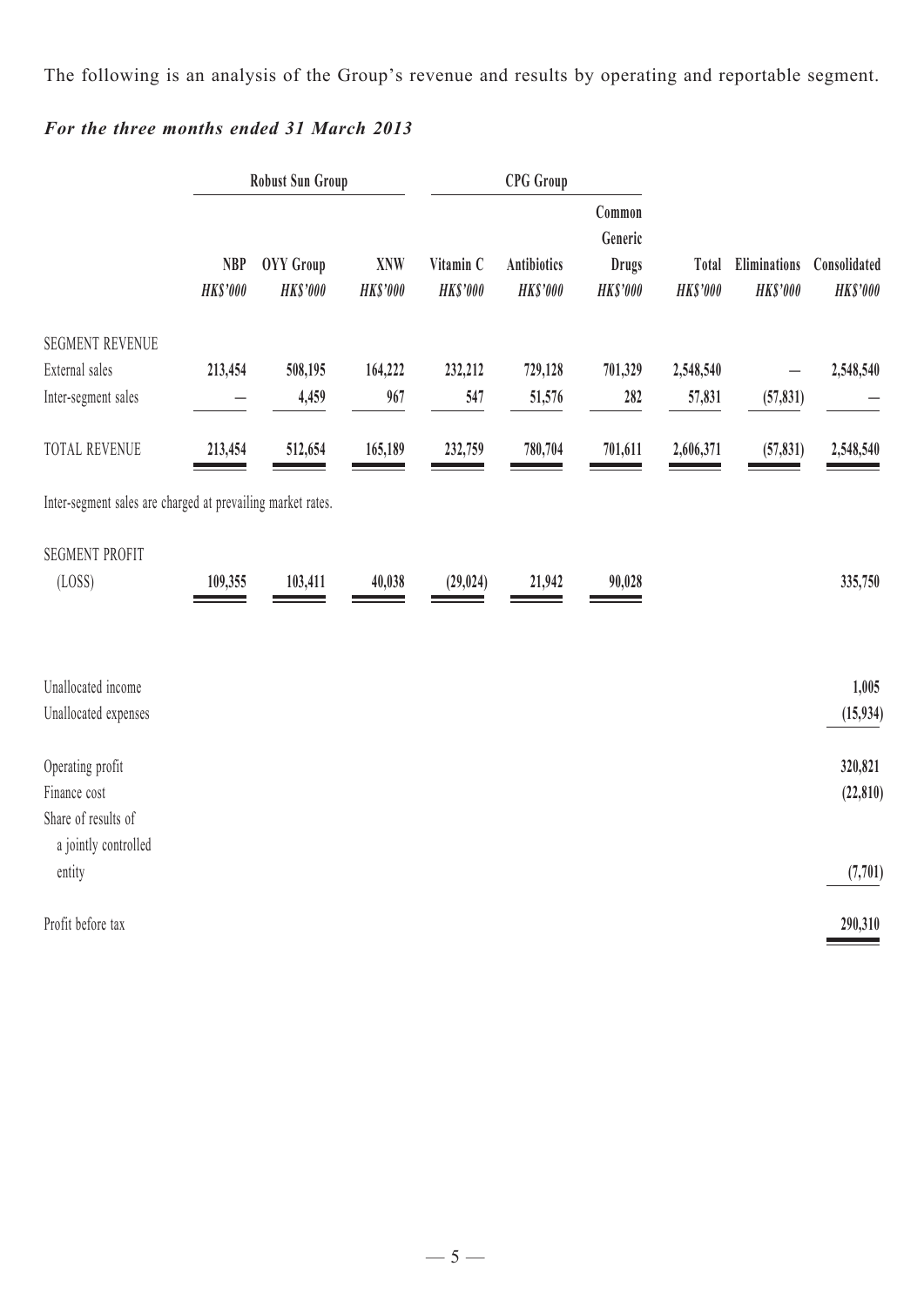The following is an analysis of the Group's revenue and results by operating and reportable segment.

***For the three months ended 31 March 2013***

| | Robust Sun Group | | | CPG Group | | | | | |
|---|---|---|---|---|---|---|---|---|---|
| | NBP | OYY Group | XNW | Vitamin C | Antibiotics | Common Generic Drugs | Total | Eliminations | Consolidated |
| | *HK$'000* | *HK$'000* | *HK$'000* | *HK$'000* | *HK$'000* | *HK$'000* | *HK$'000* | *HK$'000* | *HK$'000* |
| SEGMENT REVENUE | | | | | | | | | |
| External sales | 213,454 | 508,195 | 164,222 | 232,212 | 729,128 | 701,329 | 2,548,540 | — | 2,548,540 |
| Inter-segment sales | — | 4,459 | 967 | 547 | 51,576 | 282 | 57,831 | (57,831) | — |
| TOTAL REVENUE | 213,454 | 512,654 | 165,189 | 232,759 | 780,704 | 701,611 | 2,606,371 | (57,831) | 2,548,540 |

Inter-segment sales are charged at prevailing market rates.

| | NBP | OYY Group | XNW | Vitamin C | Antibiotics | Common Generic Drugs | Consolidated |
|---|---|---|---|---|---|---|---|
| SEGMENT PROFIT (LOSS) | 109,355 | 103,411 | 40,038 | (29,024) | 21,942 | 90,028 | 335,750 |
| Unallocated income | | | | | | | 1,005 |
| Unallocated expenses | | | | | | | (15,934) |
| Operating profit | | | | | | | 320,821 |
| Finance cost | | | | | | | (22,810) |
| Share of results of a jointly controlled entity | | | | | | | (7,701) |
| Profit before tax | | | | | | | 290,310 |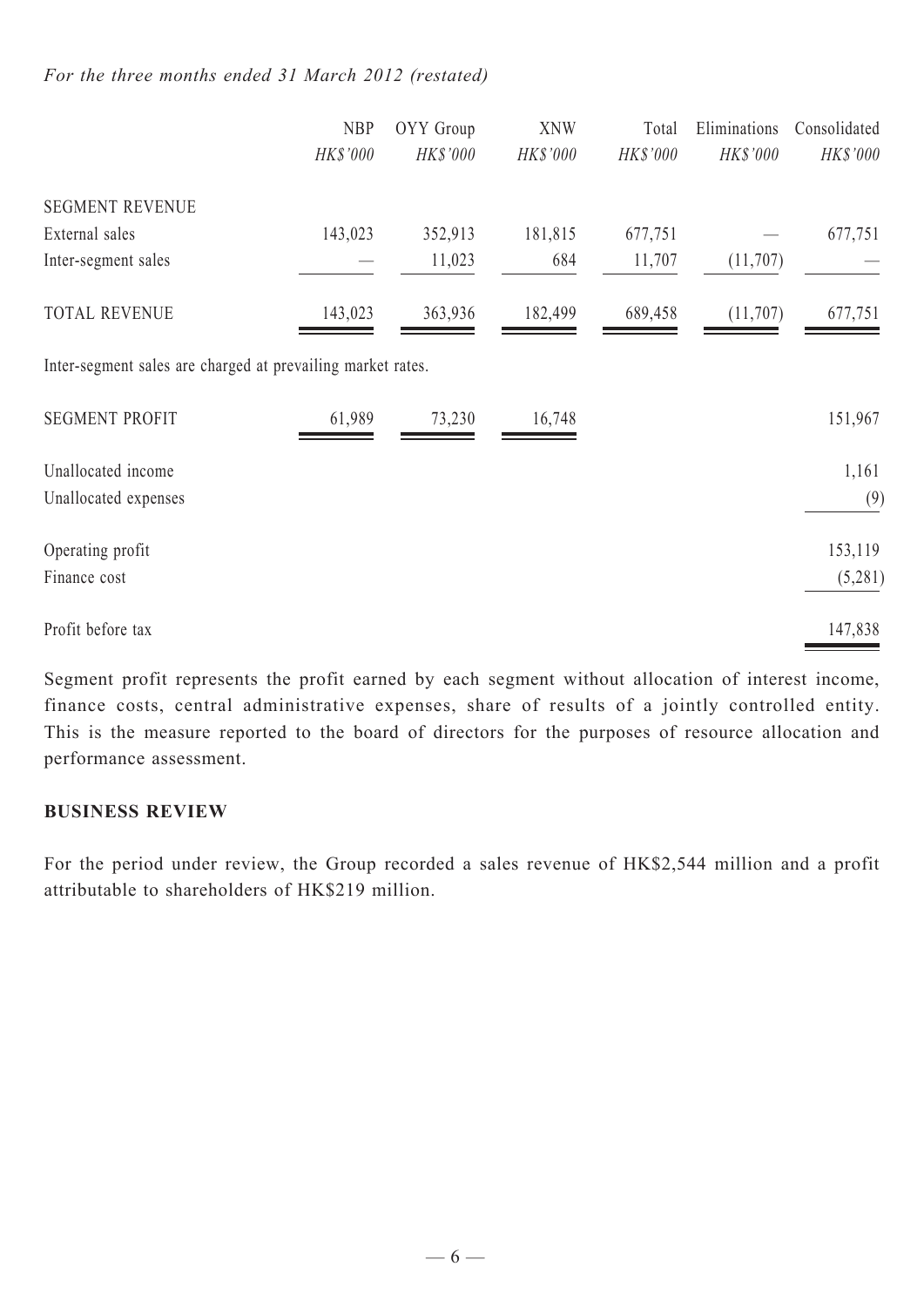*For the three months ended 31 March 2012 (restated)*

| | NBP | OYY Group | XNW | Total | Eliminations | Consolidated |
|---|---|---|---|---|---|---|
| | *HK$'000* | *HK$'000* | *HK$'000* | *HK$'000* | *HK$'000* | *HK$'000* |
| SEGMENT REVENUE | | | | | | |
| External sales | 143,023 | 352,913 | 181,815 | 677,751 | — | 677,751 |
| Inter-segment sales | — | 11,023 | 684 | 11,707 | (11,707) | — |
| TOTAL REVENUE | 143,023 | 363,936 | 182,499 | 689,458 | (11,707) | 677,751 |

Inter-segment sales are charged at prevailing market rates.

| | NBP | OYY Group | XNW | | | Consolidated |
|---|---|---|---|---|---|---|
| SEGMENT PROFIT | 61,989 | 73,230 | 16,748 | | | 151,967 |
| Unallocated income | | | | | | 1,161 |
| Unallocated expenses | | | | | | (9) |
| Operating profit | | | | | | 153,119 |
| Finance cost | | | | | | (5,281) |
| Profit before tax | | | | | | 147,838 |

Segment profit represents the profit earned by each segment without allocation of interest income, finance costs, central administrative expenses, share of results of a jointly controlled entity. This is the measure reported to the board of directors for the purposes of resource allocation and performance assessment.

## BUSINESS REVIEW

For the period under review, the Group recorded a sales revenue of HK$2,544 million and a profit attributable to shareholders of HK$219 million.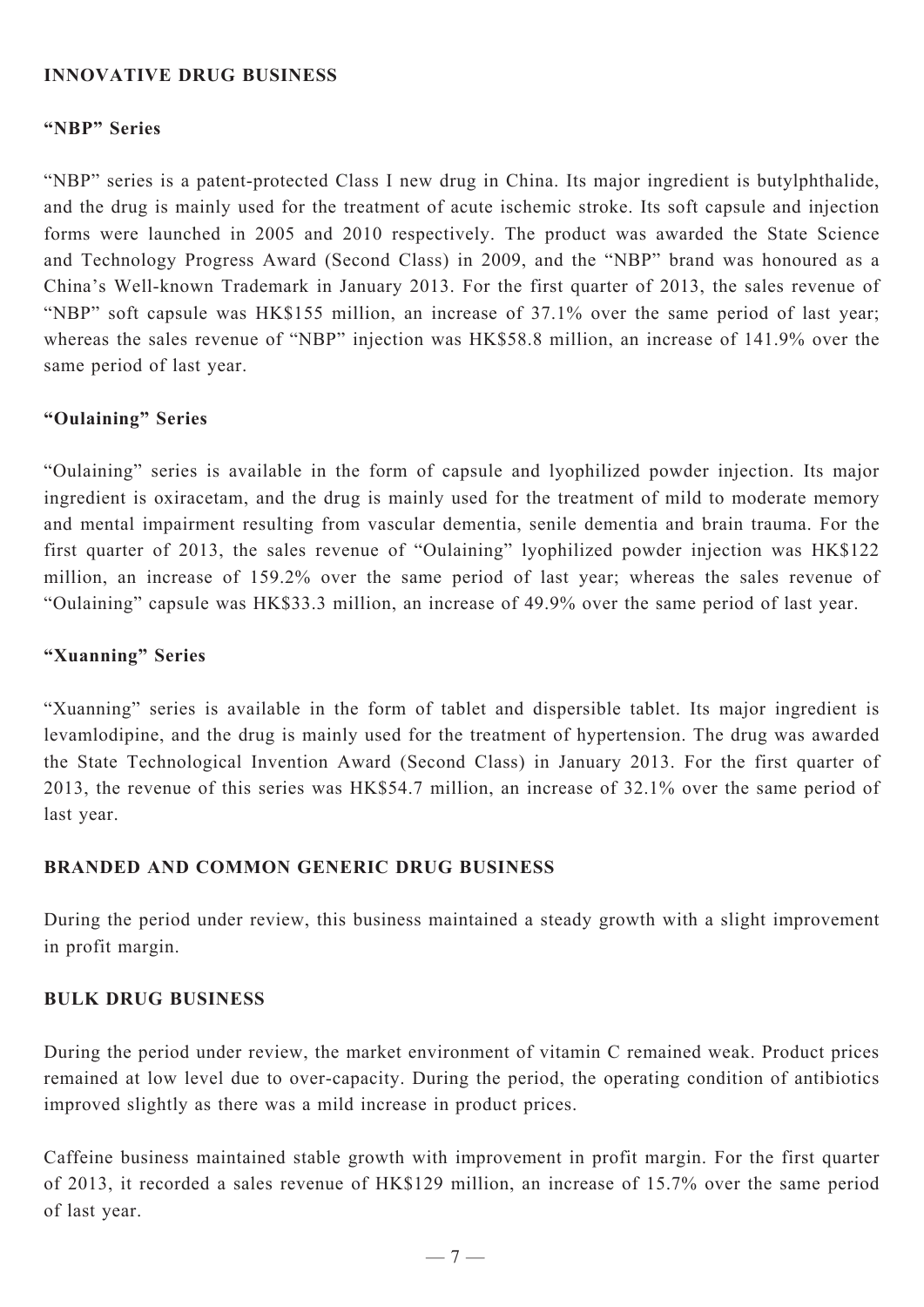## INNOVATIVE DRUG BUSINESS

### "NBP" Series

"NBP" series is a patent-protected Class I new drug in China. Its major ingredient is butylphthalide, and the drug is mainly used for the treatment of acute ischemic stroke. Its soft capsule and injection forms were launched in 2005 and 2010 respectively. The product was awarded the State Science and Technology Progress Award (Second Class) in 2009, and the "NBP" brand was honoured as a China's Well-known Trademark in January 2013. For the first quarter of 2013, the sales revenue of "NBP" soft capsule was HK$155 million, an increase of 37.1% over the same period of last year; whereas the sales revenue of "NBP" injection was HK$58.8 million, an increase of 141.9% over the same period of last year.

### "Oulaining" Series

"Oulaining" series is available in the form of capsule and lyophilized powder injection. Its major ingredient is oxiracetam, and the drug is mainly used for the treatment of mild to moderate memory and mental impairment resulting from vascular dementia, senile dementia and brain trauma. For the first quarter of 2013, the sales revenue of "Oulaining" lyophilized powder injection was HK$122 million, an increase of 159.2% over the same period of last year; whereas the sales revenue of "Oulaining" capsule was HK$33.3 million, an increase of 49.9% over the same period of last year.

### "Xuanning" Series

"Xuanning" series is available in the form of tablet and dispersible tablet. Its major ingredient is levamlodipine, and the drug is mainly used for the treatment of hypertension. The drug was awarded the State Technological Invention Award (Second Class) in January 2013. For the first quarter of 2013, the revenue of this series was HK$54.7 million, an increase of 32.1% over the same period of last year.

## BRANDED AND COMMON GENERIC DRUG BUSINESS

During the period under review, this business maintained a steady growth with a slight improvement in profit margin.

## BULK DRUG BUSINESS

During the period under review, the market environment of vitamin C remained weak. Product prices remained at low level due to over-capacity. During the period, the operating condition of antibiotics improved slightly as there was a mild increase in product prices.

Caffeine business maintained stable growth with improvement in profit margin. For the first quarter of 2013, it recorded a sales revenue of HK$129 million, an increase of 15.7% over the same period of last year.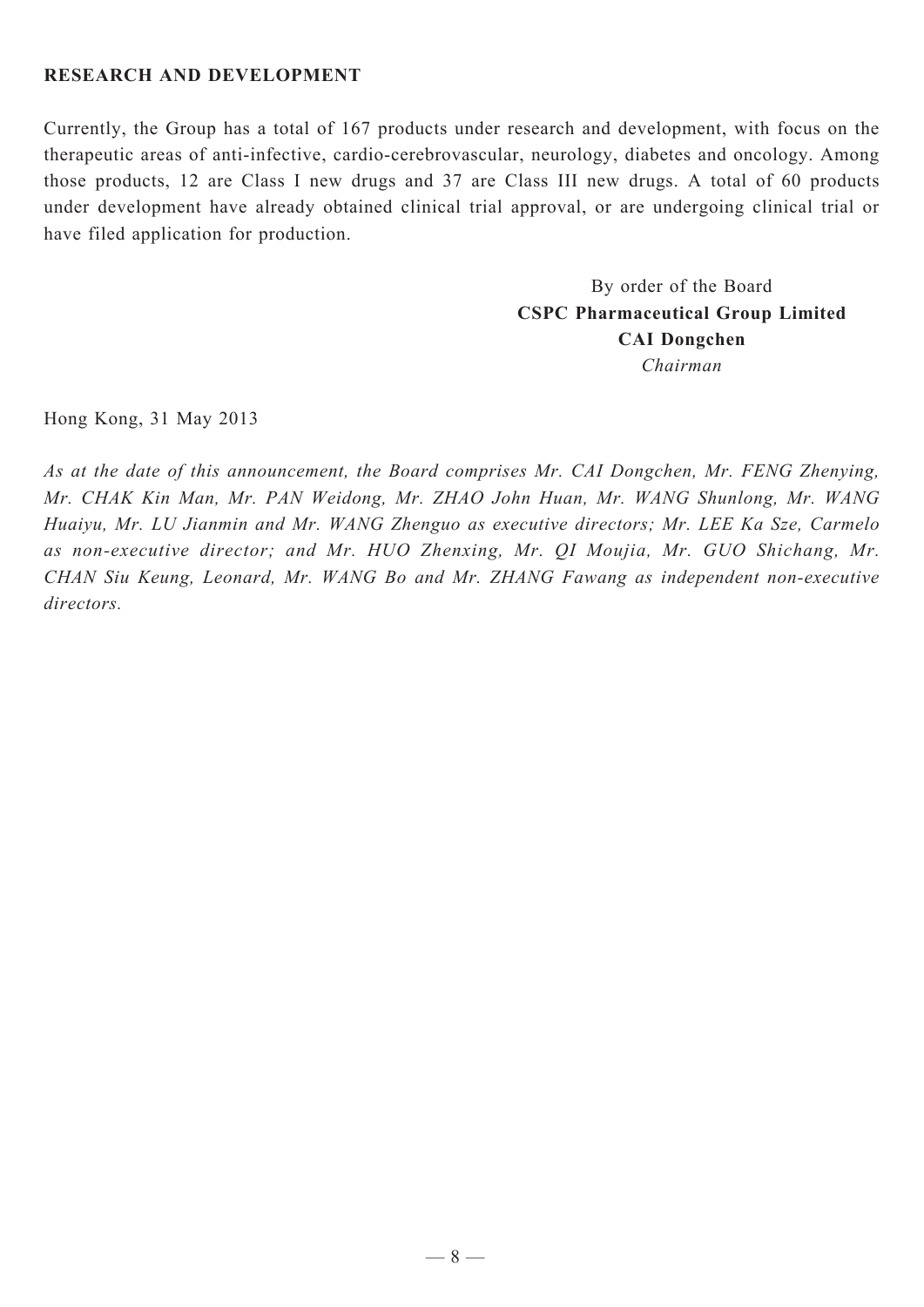## RESEARCH AND DEVELOPMENT

Currently, the Group has a total of 167 products under research and development, with focus on the therapeutic areas of anti-infective, cardio-cerebrovascular, neurology, diabetes and oncology. Among those products, 12 are Class I new drugs and 37 are Class III new drugs. A total of 60 products under development have already obtained clinical trial approval, or are undergoing clinical trial or have filed application for production.

By order of the Board
**CSPC Pharmaceutical Group Limited**
**CAI Dongchen**
*Chairman*

Hong Kong, 31 May 2013

*As at the date of this announcement, the Board comprises Mr. CAI Dongchen, Mr. FENG Zhenying, Mr. CHAK Kin Man, Mr. PAN Weidong, Mr. ZHAO John Huan, Mr. WANG Shunlong, Mr. WANG Huaiyu, Mr. LU Jianmin and Mr. WANG Zhenguo as executive directors; Mr. LEE Ka Sze, Carmelo as non-executive director; and Mr. HUO Zhenxing, Mr. QI Moujia, Mr. GUO Shichang, Mr. CHAN Siu Keung, Leonard, Mr. WANG Bo and Mr. ZHANG Fawang as independent non-executive directors.*